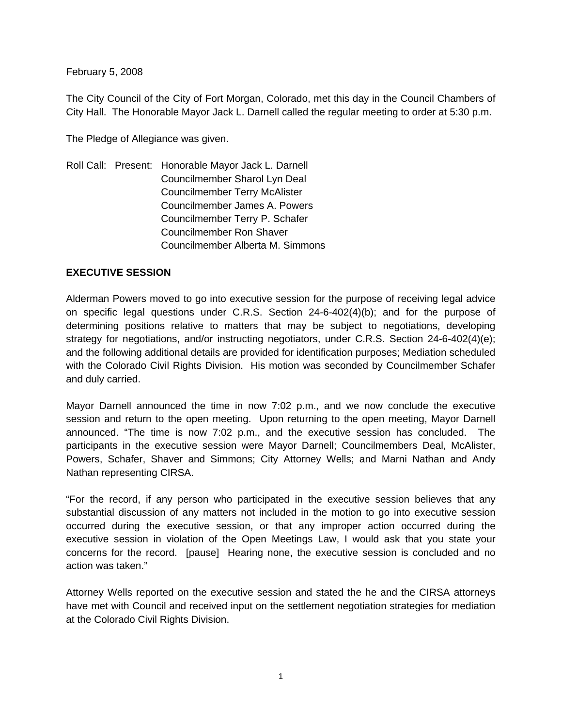February 5, 2008

The City Council of the City of Fort Morgan, Colorado, met this day in the Council Chambers of City Hall. The Honorable Mayor Jack L. Darnell called the regular meeting to order at 5:30 p.m.

The Pledge of Allegiance was given.

Roll Call: Present: Honorable Mayor Jack L. Darnell
Councilmember Sharol Lyn Deal
Councilmember Terry McAlister
Councilmember James A. Powers
Councilmember Terry P. Schafer
Councilmember Ron Shaver
Councilmember Alberta M. Simmons

**EXECUTIVE SESSION**

Alderman Powers moved to go into executive session for the purpose of receiving legal advice on specific legal questions under C.R.S. Section 24-6-402(4)(b); and for the purpose of determining positions relative to matters that may be subject to negotiations, developing strategy for negotiations, and/or instructing negotiators, under C.R.S. Section 24-6-402(4)(e); and the following additional details are provided for identification purposes; Mediation scheduled with the Colorado Civil Rights Division. His motion was seconded by Councilmember Schafer and duly carried.

Mayor Darnell announced the time in now 7:02 p.m., and we now conclude the executive session and return to the open meeting. Upon returning to the open meeting, Mayor Darnell announced. "The time is now 7:02 p.m., and the executive session has concluded. The participants in the executive session were Mayor Darnell; Councilmembers Deal, McAlister, Powers, Schafer, Shaver and Simmons; City Attorney Wells; and Marni Nathan and Andy Nathan representing CIRSA.

"For the record, if any person who participated in the executive session believes that any substantial discussion of any matters not included in the motion to go into executive session occurred during the executive session, or that any improper action occurred during the executive session in violation of the Open Meetings Law, I would ask that you state your concerns for the record. [pause] Hearing none, the executive session is concluded and no action was taken."

Attorney Wells reported on the executive session and stated the he and the CIRSA attorneys have met with Council and received input on the settlement negotiation strategies for mediation at the Colorado Civil Rights Division.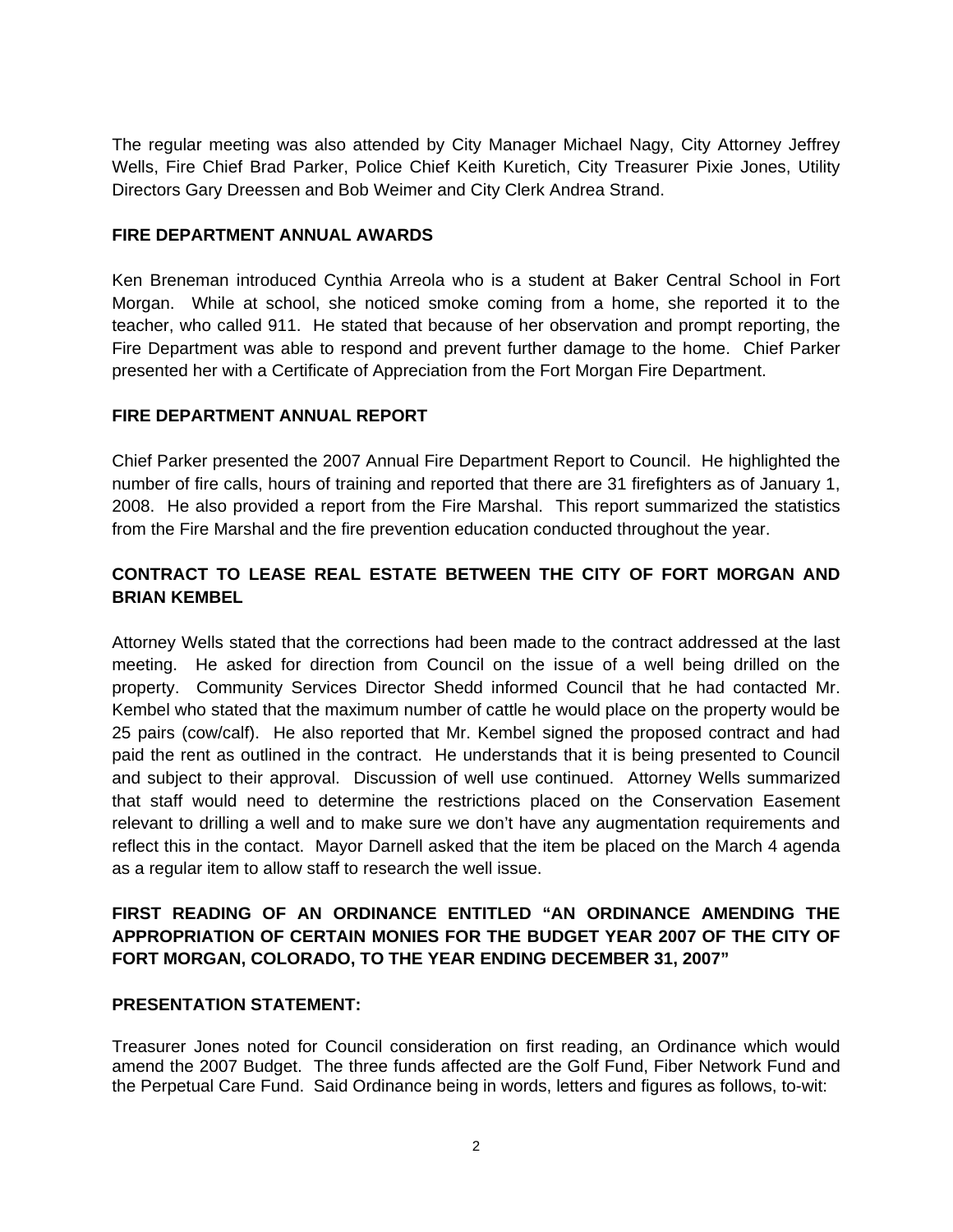The regular meeting was also attended by City Manager Michael Nagy, City Attorney Jeffrey Wells, Fire Chief Brad Parker, Police Chief Keith Kuretich, City Treasurer Pixie Jones, Utility Directors Gary Dreessen and Bob Weimer and City Clerk Andrea Strand.

**FIRE DEPARTMENT ANNUAL AWARDS**

Ken Breneman introduced Cynthia Arreola who is a student at Baker Central School in Fort Morgan. While at school, she noticed smoke coming from a home, she reported it to the teacher, who called 911. He stated that because of her observation and prompt reporting, the Fire Department was able to respond and prevent further damage to the home. Chief Parker presented her with a Certificate of Appreciation from the Fort Morgan Fire Department.

**FIRE DEPARTMENT ANNUAL REPORT**

Chief Parker presented the 2007 Annual Fire Department Report to Council. He highlighted the number of fire calls, hours of training and reported that there are 31 firefighters as of January 1, 2008. He also provided a report from the Fire Marshal. This report summarized the statistics from the Fire Marshal and the fire prevention education conducted throughout the year.

**CONTRACT TO LEASE REAL ESTATE BETWEEN THE CITY OF FORT MORGAN AND BRIAN KEMBEL**

Attorney Wells stated that the corrections had been made to the contract addressed at the last meeting. He asked for direction from Council on the issue of a well being drilled on the property. Community Services Director Shedd informed Council that he had contacted Mr. Kembel who stated that the maximum number of cattle he would place on the property would be 25 pairs (cow/calf). He also reported that Mr. Kembel signed the proposed contract and had paid the rent as outlined in the contract. He understands that it is being presented to Council and subject to their approval. Discussion of well use continued. Attorney Wells summarized that staff would need to determine the restrictions placed on the Conservation Easement relevant to drilling a well and to make sure we don't have any augmentation requirements and reflect this in the contact. Mayor Darnell asked that the item be placed on the March 4 agenda as a regular item to allow staff to research the well issue.

**FIRST READING OF AN ORDINANCE ENTITLED "AN ORDINANCE AMENDING THE APPROPRIATION OF CERTAIN MONIES FOR THE BUDGET YEAR 2007 OF THE CITY OF FORT MORGAN, COLORADO, TO THE YEAR ENDING DECEMBER 31, 2007"**

**PRESENTATION STATEMENT:**

Treasurer Jones noted for Council consideration on first reading, an Ordinance which would amend the 2007 Budget. The three funds affected are the Golf Fund, Fiber Network Fund and the Perpetual Care Fund. Said Ordinance being in words, letters and figures as follows, to-wit: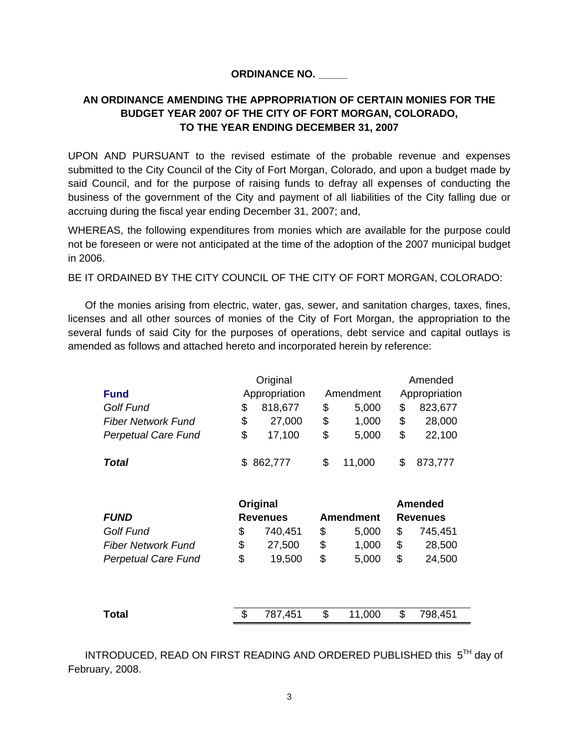**ORDINANCE NO. _____**

**AN ORDINANCE AMENDING THE APPROPRIATION OF CERTAIN MONIES FOR THE BUDGET YEAR 2007 OF THE CITY OF FORT MORGAN, COLORADO, TO THE YEAR ENDING DECEMBER 31, 2007**

UPON AND PURSUANT to the revised estimate of the probable revenue and expenses submitted to the City Council of the City of Fort Morgan, Colorado, and upon a budget made by said Council, and for the purpose of raising funds to defray all expenses of conducting the business of the government of the City and payment of all liabilities of the City falling due or accruing during the fiscal year ending December 31, 2007; and,

WHEREAS, the following expenditures from monies which are available for the purpose could not be foreseen or were not anticipated at the time of the adoption of the 2007 municipal budget in 2006.

BE IT ORDAINED BY THE CITY COUNCIL OF THE CITY OF FORT MORGAN, COLORADO:

Of the monies arising from electric, water, gas, sewer, and sanitation charges, taxes, fines, licenses and all other sources of monies of the City of Fort Morgan, the appropriation to the several funds of said City for the purposes of operations, debt service and capital outlays is amended as follows and attached hereto and incorporated herein by reference:

| **Fund** | Original Appropriation | Amendment | Amended Appropriation |
|---|---|---|---|
| *Golf Fund* | $ 818,677 | $ 5,000 | $ 823,677 |
| *Fiber Network Fund* | $ 27,000 | $ 1,000 | $ 28,000 |
| *Perpetual Care Fund* | $ 17,100 | $ 5,000 | $ 22,100 |
| ***Total*** | $ 862,777 | $ 11,000 | $ 873,777 |

| ***FUND*** | **Original Revenues** | **Amendment** | **Amended Revenues** |
|---|---|---|---|
| *Golf Fund* | $ 740,451 | $ 5,000 | $ 745,451 |
| *Fiber Network Fund* | $ 27,500 | $ 1,000 | $ 28,500 |
| *Perpetual Care Fund* | $ 19,500 | $ 5,000 | $ 24,500 |
| **Total** | $ 787,451 | $ 11,000 | $ 798,451 |

INTRODUCED, READ ON FIRST READING AND ORDERED PUBLISHED this 5TH day of February, 2008.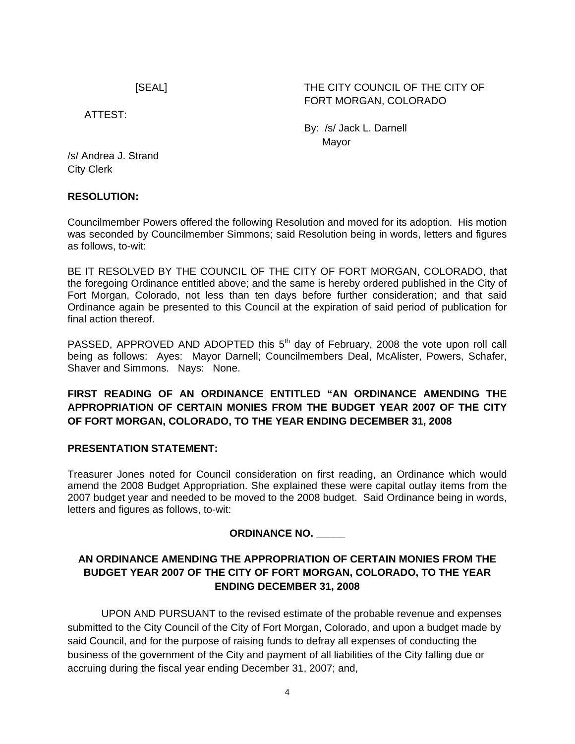[SEAL]

THE CITY COUNCIL OF THE CITY OF FORT MORGAN, COLORADO

ATTEST:

By: /s/ Jack L. Darnell
Mayor

/s/ Andrea J. Strand
City Clerk

**RESOLUTION:**

Councilmember Powers offered the following Resolution and moved for its adoption. His motion was seconded by Councilmember Simmons; said Resolution being in words, letters and figures as follows, to-wit:

BE IT RESOLVED BY THE COUNCIL OF THE CITY OF FORT MORGAN, COLORADO, that the foregoing Ordinance entitled above; and the same is hereby ordered published in the City of Fort Morgan, Colorado, not less than ten days before further consideration; and that said Ordinance again be presented to this Council at the expiration of said period of publication for final action thereof.

PASSED, APPROVED AND ADOPTED this 5th day of February, 2008 the vote upon roll call being as follows: Ayes: Mayor Darnell; Councilmembers Deal, McAlister, Powers, Schafer, Shaver and Simmons. Nays: None.

**FIRST READING OF AN ORDINANCE ENTITLED "AN ORDINANCE AMENDING THE APPROPRIATION OF CERTAIN MONIES FROM THE BUDGET YEAR 2007 OF THE CITY OF FORT MORGAN, COLORADO, TO THE YEAR ENDING DECEMBER 31, 2008**

**PRESENTATION STATEMENT:**

Treasurer Jones noted for Council consideration on first reading, an Ordinance which would amend the 2008 Budget Appropriation. She explained these were capital outlay items from the 2007 budget year and needed to be moved to the 2008 budget. Said Ordinance being in words, letters and figures as follows, to-wit:

**ORDINANCE NO. _____**

**AN ORDINANCE AMENDING THE APPROPRIATION OF CERTAIN MONIES FROM THE BUDGET YEAR 2007 OF THE CITY OF FORT MORGAN, COLORADO, TO THE YEAR ENDING DECEMBER 31, 2008**

UPON AND PURSUANT to the revised estimate of the probable revenue and expenses submitted to the City Council of the City of Fort Morgan, Colorado, and upon a budget made by said Council, and for the purpose of raising funds to defray all expenses of conducting the business of the government of the City and payment of all liabilities of the City falling due or accruing during the fiscal year ending December 31, 2007; and,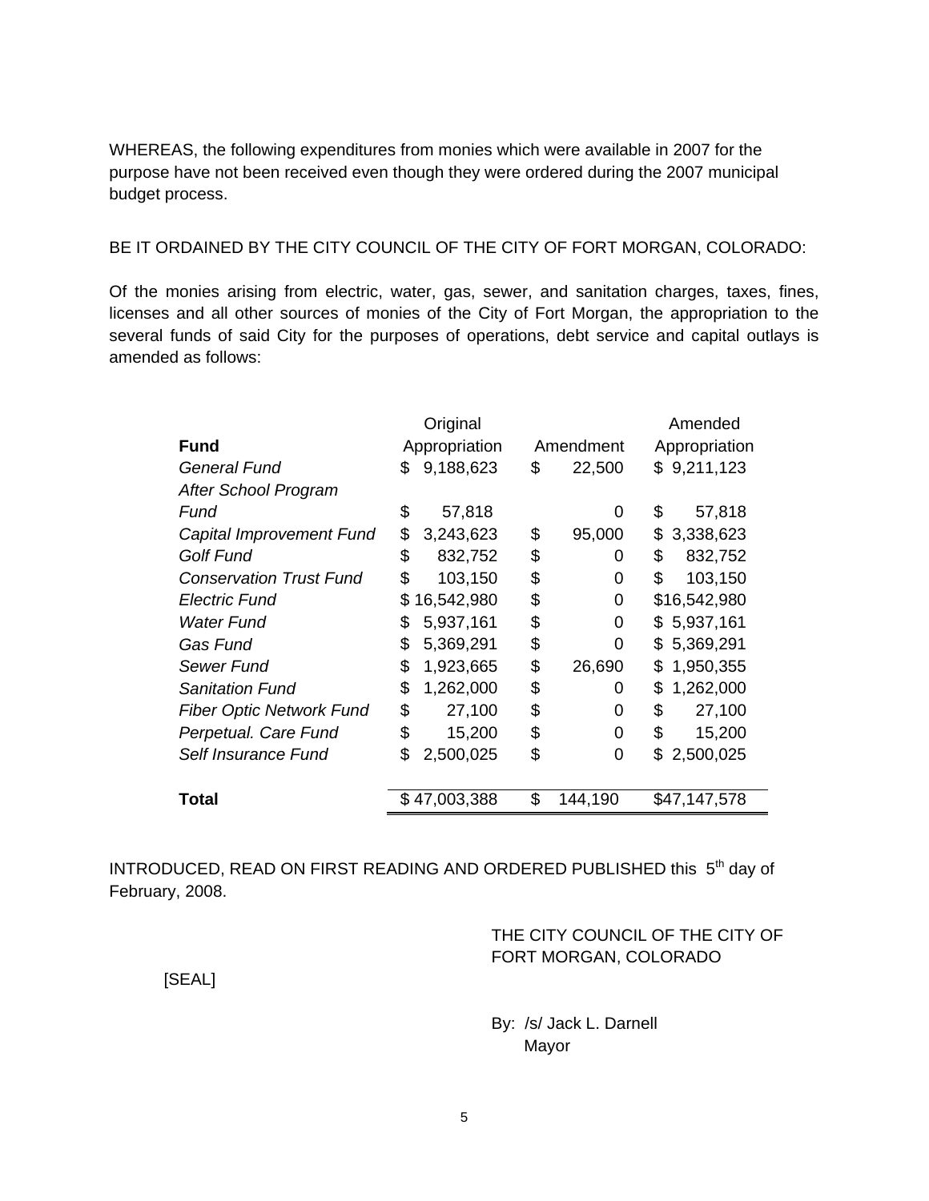WHEREAS, the following expenditures from monies which were available in 2007 for the purpose have not been received even though they were ordered during the 2007 municipal budget process.

BE IT ORDAINED BY THE CITY COUNCIL OF THE CITY OF FORT MORGAN, COLORADO:

Of the monies arising from electric, water, gas, sewer, and sanitation charges, taxes, fines, licenses and all other sources of monies of the City of Fort Morgan, the appropriation to the several funds of said City for the purposes of operations, debt service and capital outlays is amended as follows:

| **Fund** | Original Appropriation | Amendment | Amended Appropriation |
|---|---|---|---|
| *General Fund* | $ 9,188,623 | $ 22,500 | $ 9,211,123 |
| *After School Program Fund* | $ 57,818 | 0 | $ 57,818 |
| *Capital Improvement Fund* | $ 3,243,623 | $ 95,000 | $ 3,338,623 |
| *Golf Fund* | $ 832,752 | $ 0 | $ 832,752 |
| *Conservation Trust Fund* | $ 103,150 | $ 0 | $ 103,150 |
| *Electric Fund* | $ 16,542,980 | $ 0 | $16,542,980 |
| *Water Fund* | $ 5,937,161 | $ 0 | $ 5,937,161 |
| *Gas Fund* | $ 5,369,291 | $ 0 | $ 5,369,291 |
| *Sewer Fund* | $ 1,923,665 | $ 26,690 | $ 1,950,355 |
| *Sanitation Fund* | $ 1,262,000 | $ 0 | $ 1,262,000 |
| *Fiber Optic Network Fund* | $ 27,100 | $ 0 | $ 27,100 |
| *Perpetual. Care Fund* | $ 15,200 | $ 0 | $ 15,200 |
| *Self Insurance Fund* | $ 2,500,025 | $ 0 | $ 2,500,025 |
| **Total** | $ 47,003,388 | $ 144,190 | $47,147,578 |

INTRODUCED, READ ON FIRST READING AND ORDERED PUBLISHED this 5th day of February, 2008.

THE CITY COUNCIL OF THE CITY OF FORT MORGAN, COLORADO

[SEAL]

By: /s/ Jack L. Darnell
Mayor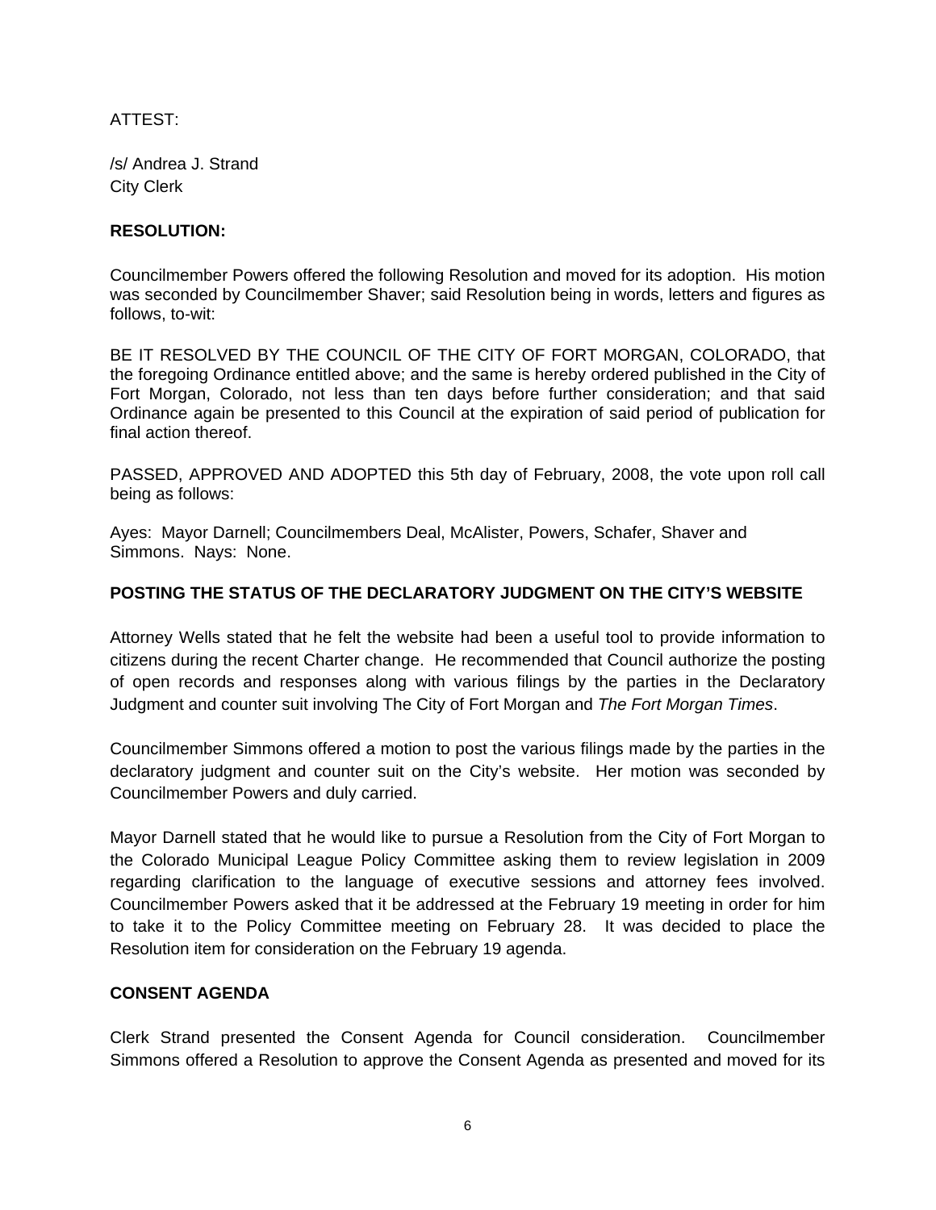ATTEST:

/s/ Andrea J. Strand
City Clerk

**RESOLUTION:**

Councilmember Powers offered the following Resolution and moved for its adoption. His motion was seconded by Councilmember Shaver; said Resolution being in words, letters and figures as follows, to-wit:

BE IT RESOLVED BY THE COUNCIL OF THE CITY OF FORT MORGAN, COLORADO, that the foregoing Ordinance entitled above; and the same is hereby ordered published in the City of Fort Morgan, Colorado, not less than ten days before further consideration; and that said Ordinance again be presented to this Council at the expiration of said period of publication for final action thereof.

PASSED, APPROVED AND ADOPTED this 5th day of February, 2008, the vote upon roll call being as follows:

Ayes: Mayor Darnell; Councilmembers Deal, McAlister, Powers, Schafer, Shaver and Simmons. Nays: None.

**POSTING THE STATUS OF THE DECLARATORY JUDGMENT ON THE CITY'S WEBSITE**

Attorney Wells stated that he felt the website had been a useful tool to provide information to citizens during the recent Charter change. He recommended that Council authorize the posting of open records and responses along with various filings by the parties in the Declaratory Judgment and counter suit involving The City of Fort Morgan and *The Fort Morgan Times*.

Councilmember Simmons offered a motion to post the various filings made by the parties in the declaratory judgment and counter suit on the City's website. Her motion was seconded by Councilmember Powers and duly carried.

Mayor Darnell stated that he would like to pursue a Resolution from the City of Fort Morgan to the Colorado Municipal League Policy Committee asking them to review legislation in 2009 regarding clarification to the language of executive sessions and attorney fees involved. Councilmember Powers asked that it be addressed at the February 19 meeting in order for him to take it to the Policy Committee meeting on February 28. It was decided to place the Resolution item for consideration on the February 19 agenda.

**CONSENT AGENDA**

Clerk Strand presented the Consent Agenda for Council consideration. Councilmember Simmons offered a Resolution to approve the Consent Agenda as presented and moved for its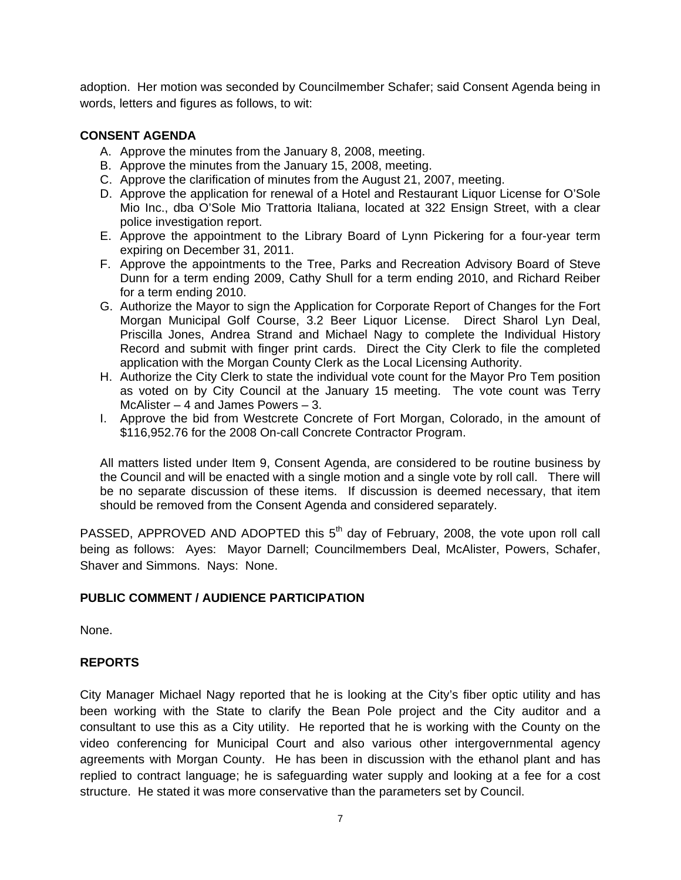adoption. Her motion was seconded by Councilmember Schafer; said Consent Agenda being in words, letters and figures as follows, to wit:

**CONSENT AGENDA**

A. Approve the minutes from the January 8, 2008, meeting.
B. Approve the minutes from the January 15, 2008, meeting.
C. Approve the clarification of minutes from the August 21, 2007, meeting.
D. Approve the application for renewal of a Hotel and Restaurant Liquor License for O'Sole Mio Inc., dba O'Sole Mio Trattoria Italiana, located at 322 Ensign Street, with a clear police investigation report.
E. Approve the appointment to the Library Board of Lynn Pickering for a four-year term expiring on December 31, 2011.
F. Approve the appointments to the Tree, Parks and Recreation Advisory Board of Steve Dunn for a term ending 2009, Cathy Shull for a term ending 2010, and Richard Reiber for a term ending 2010.
G. Authorize the Mayor to sign the Application for Corporate Report of Changes for the Fort Morgan Municipal Golf Course, 3.2 Beer Liquor License. Direct Sharol Lyn Deal, Priscilla Jones, Andrea Strand and Michael Nagy to complete the Individual History Record and submit with finger print cards. Direct the City Clerk to file the completed application with the Morgan County Clerk as the Local Licensing Authority.
H. Authorize the City Clerk to state the individual vote count for the Mayor Pro Tem position as voted on by City Council at the January 15 meeting. The vote count was Terry McAlister – 4 and James Powers – 3.
I. Approve the bid from Westcrete Concrete of Fort Morgan, Colorado, in the amount of $116,952.76 for the 2008 On-call Concrete Contractor Program.

All matters listed under Item 9, Consent Agenda, are considered to be routine business by the Council and will be enacted with a single motion and a single vote by roll call. There will be no separate discussion of these items. If discussion is deemed necessary, that item should be removed from the Consent Agenda and considered separately.

PASSED, APPROVED AND ADOPTED this 5th day of February, 2008, the vote upon roll call being as follows: Ayes: Mayor Darnell; Councilmembers Deal, McAlister, Powers, Schafer, Shaver and Simmons. Nays: None.

**PUBLIC COMMENT / AUDIENCE PARTICIPATION**

None.

**REPORTS**

City Manager Michael Nagy reported that he is looking at the City's fiber optic utility and has been working with the State to clarify the Bean Pole project and the City auditor and a consultant to use this as a City utility. He reported that he is working with the County on the video conferencing for Municipal Court and also various other intergovernmental agency agreements with Morgan County. He has been in discussion with the ethanol plant and has replied to contract language; he is safeguarding water supply and looking at a fee for a cost structure. He stated it was more conservative than the parameters set by Council.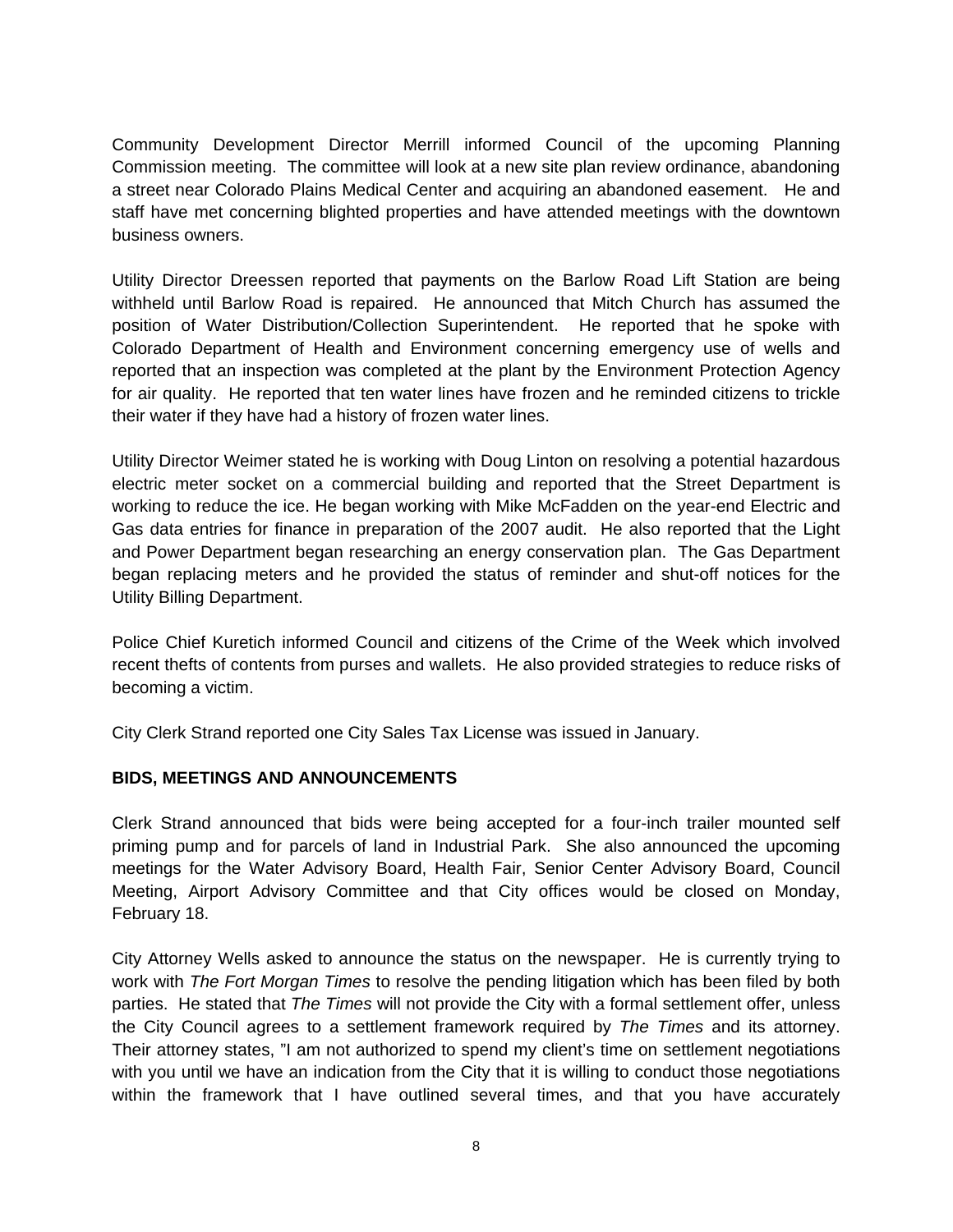Community Development Director Merrill informed Council of the upcoming Planning Commission meeting. The committee will look at a new site plan review ordinance, abandoning a street near Colorado Plains Medical Center and acquiring an abandoned easement. He and staff have met concerning blighted properties and have attended meetings with the downtown business owners.

Utility Director Dreessen reported that payments on the Barlow Road Lift Station are being withheld until Barlow Road is repaired. He announced that Mitch Church has assumed the position of Water Distribution/Collection Superintendent. He reported that he spoke with Colorado Department of Health and Environment concerning emergency use of wells and reported that an inspection was completed at the plant by the Environment Protection Agency for air quality. He reported that ten water lines have frozen and he reminded citizens to trickle their water if they have had a history of frozen water lines.

Utility Director Weimer stated he is working with Doug Linton on resolving a potential hazardous electric meter socket on a commercial building and reported that the Street Department is working to reduce the ice. He began working with Mike McFadden on the year-end Electric and Gas data entries for finance in preparation of the 2007 audit. He also reported that the Light and Power Department began researching an energy conservation plan. The Gas Department began replacing meters and he provided the status of reminder and shut-off notices for the Utility Billing Department.

Police Chief Kuretich informed Council and citizens of the Crime of the Week which involved recent thefts of contents from purses and wallets. He also provided strategies to reduce risks of becoming a victim.

City Clerk Strand reported one City Sales Tax License was issued in January.

**BIDS, MEETINGS AND ANNOUNCEMENTS**

Clerk Strand announced that bids were being accepted for a four-inch trailer mounted self priming pump and for parcels of land in Industrial Park. She also announced the upcoming meetings for the Water Advisory Board, Health Fair, Senior Center Advisory Board, Council Meeting, Airport Advisory Committee and that City offices would be closed on Monday, February 18.

City Attorney Wells asked to announce the status on the newspaper. He is currently trying to work with *The Fort Morgan Times* to resolve the pending litigation which has been filed by both parties. He stated that *The Times* will not provide the City with a formal settlement offer, unless the City Council agrees to a settlement framework required by *The Times* and its attorney. Their attorney states, "I am not authorized to spend my client's time on settlement negotiations with you until we have an indication from the City that it is willing to conduct those negotiations within the framework that I have outlined several times, and that you have accurately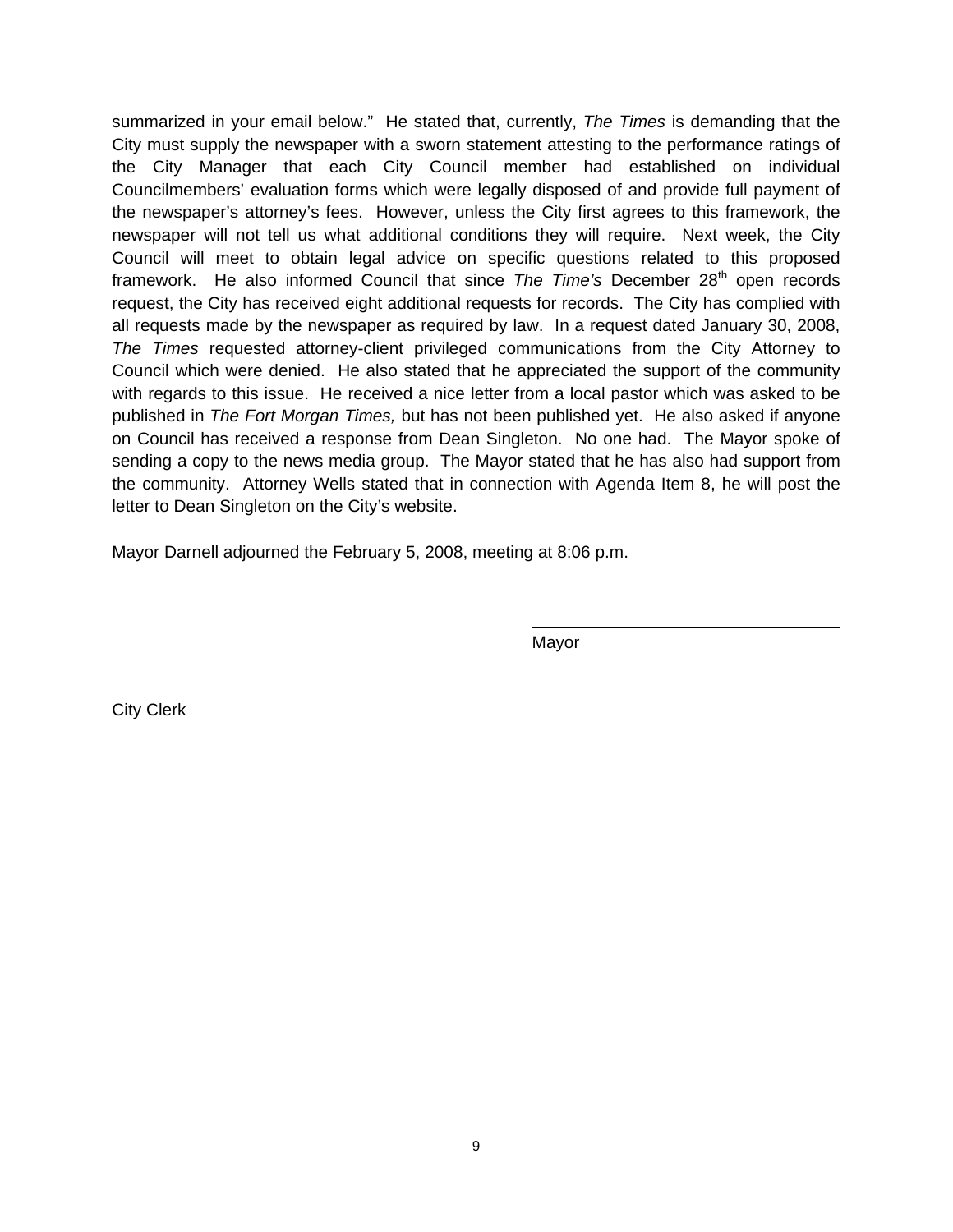summarized in your email below." He stated that, currently, *The Times* is demanding that the City must supply the newspaper with a sworn statement attesting to the performance ratings of the City Manager that each City Council member had established on individual Councilmembers' evaluation forms which were legally disposed of and provide full payment of the newspaper's attorney's fees. However, unless the City first agrees to this framework, the newspaper will not tell us what additional conditions they will require. Next week, the City Council will meet to obtain legal advice on specific questions related to this proposed framework. He also informed Council that since *The Time's* December 28th open records request, the City has received eight additional requests for records. The City has complied with all requests made by the newspaper as required by law. In a request dated January 30, 2008, *The Times* requested attorney-client privileged communications from the City Attorney to Council which were denied. He also stated that he appreciated the support of the community with regards to this issue. He received a nice letter from a local pastor which was asked to be published in *The Fort Morgan Times,* but has not been published yet. He also asked if anyone on Council has received a response from Dean Singleton. No one had. The Mayor spoke of sending a copy to the news media group. The Mayor stated that he has also had support from the community. Attorney Wells stated that in connection with Agenda Item 8, he will post the letter to Dean Singleton on the City's website.

Mayor Darnell adjourned the February 5, 2008, meeting at 8:06 p.m.

\_\_\_\_\_\_\_\_\_\_\_\_\_\_\_\_\_\_\_\_\_\_\_\_\_\_\_\_\_\_\_\_
Mayor

\_\_\_\_\_\_\_\_\_\_\_\_\_\_\_\_\_\_\_\_\_\_\_\_\_\_\_\_\_\_\_\_
City Clerk